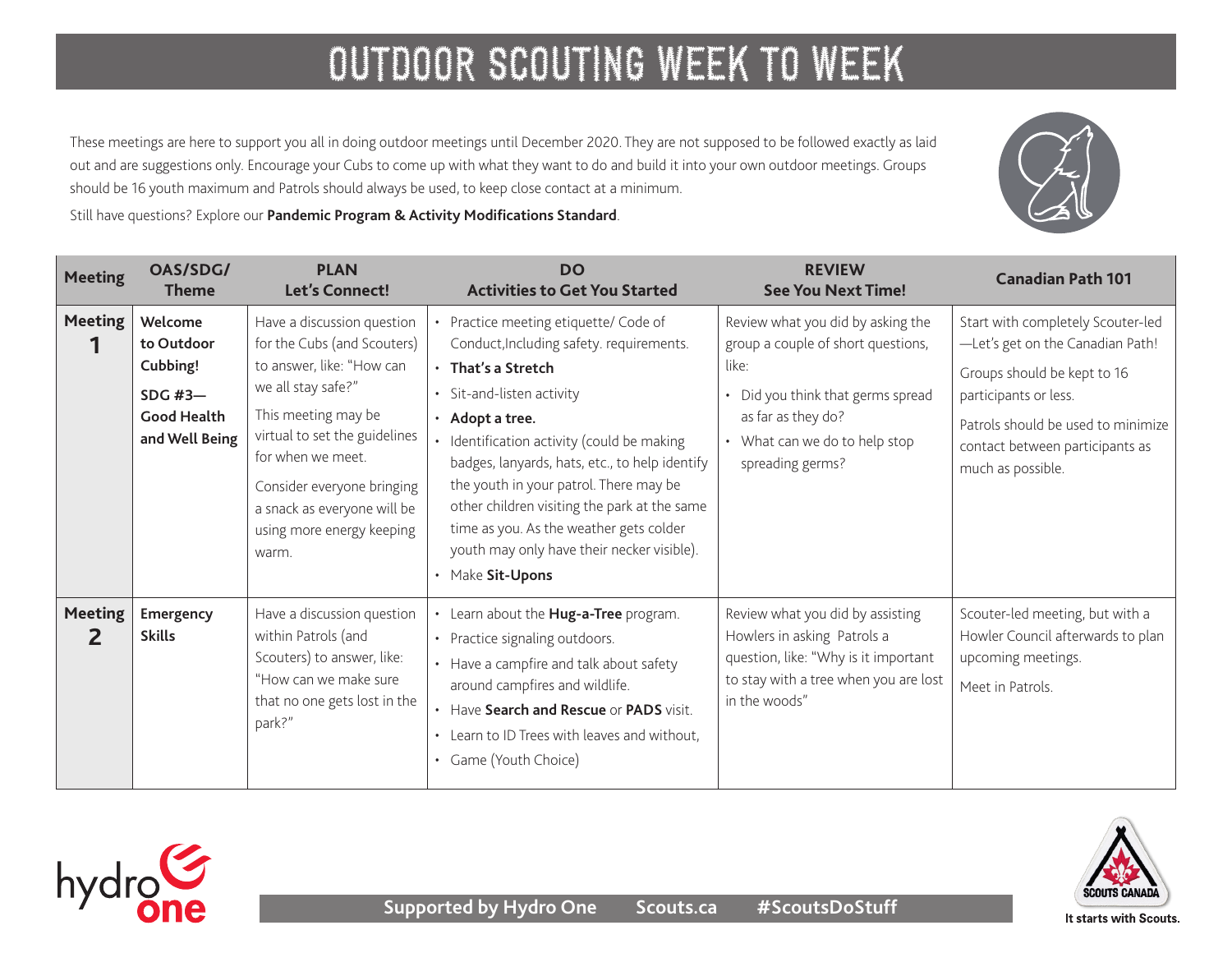# OUTDOOR SCOUTING WEEK TO WEEK

These meetings are here to support you all in doing outdoor meetings until December 2020. They are not supposed to be followed exactly as laid out and are suggestions only. Encourage your Cubs to come up with what they want to do and build it into your own outdoor meetings. Groups should be 16 youth maximum and Patrols should always be used, to keep close contact at a minimum.

Still have questions? Explore our **Pandemic Program & Activity Modifications Standard**.

| Meeting | OAS/SDG/ Theme | PLAN Let's Connect! | DO Activities to Get You Started | REVIEW See You Next Time! | Canadian Path 101 |
|---|---|---|---|---|---|
| **Meeting 1** | **Welcome to Outdoor Cubbing!**<br><br>**SDG #3— Good Health and Well Being** | Have a discussion question for the Cubs (and Scouters) to answer, like: "How can we all stay safe?"<br><br>This meeting may be virtual to set the guidelines for when we meet.<br><br>Consider everyone bringing a snack as everyone will be using more energy keeping warm. | • Practice meeting etiquette/ Code of Conduct,Including safety. requirements.<br>• **That's a Stretch**<br>• Sit-and-listen activity<br>• **Adopt a tree.**<br>• Identification activity (could be making badges, lanyards, hats, etc., to help identify the youth in your patrol. There may be other children visiting the park at the same time as you. As the weather gets colder youth may only have their necker visible).<br>• Make **Sit-Upons** | Review what you did by asking the group a couple of short questions, like:<br>• Did you think that germs spread as far as they do?<br>• What can we do to help stop spreading germs? | Start with completely Scouter-led —Let's get on the Canadian Path!<br><br>Groups should be kept to 16 participants or less.<br><br>Patrols should be used to minimize contact between participants as much as possible. |
| **Meeting 2** | **Emergency Skills** | Have a discussion question within Patrols (and Scouters) to answer, like: "How can we make sure that no one gets lost in the park?" | • Learn about the **Hug-a-Tree** program.<br>• Practice signaling outdoors.<br>• Have a campfire and talk about safety around campfires and wildlife.<br>• Have **Search and Rescue** or **PADS** visit.<br>• Learn to ID Trees with leaves and without,<br>• Game (Youth Choice) | Review what you did by assisting Howlers in asking Patrols a question, like: "Why is it important to stay with a tree when you are lost in the woods" | Scouter-led meeting, but with a Howler Council afterwards to plan upcoming meetings.<br><br>Meet in Patrols. |

Supported by Hydro One Scouts.ca #ScoutsDoStuff

It starts with Scouts.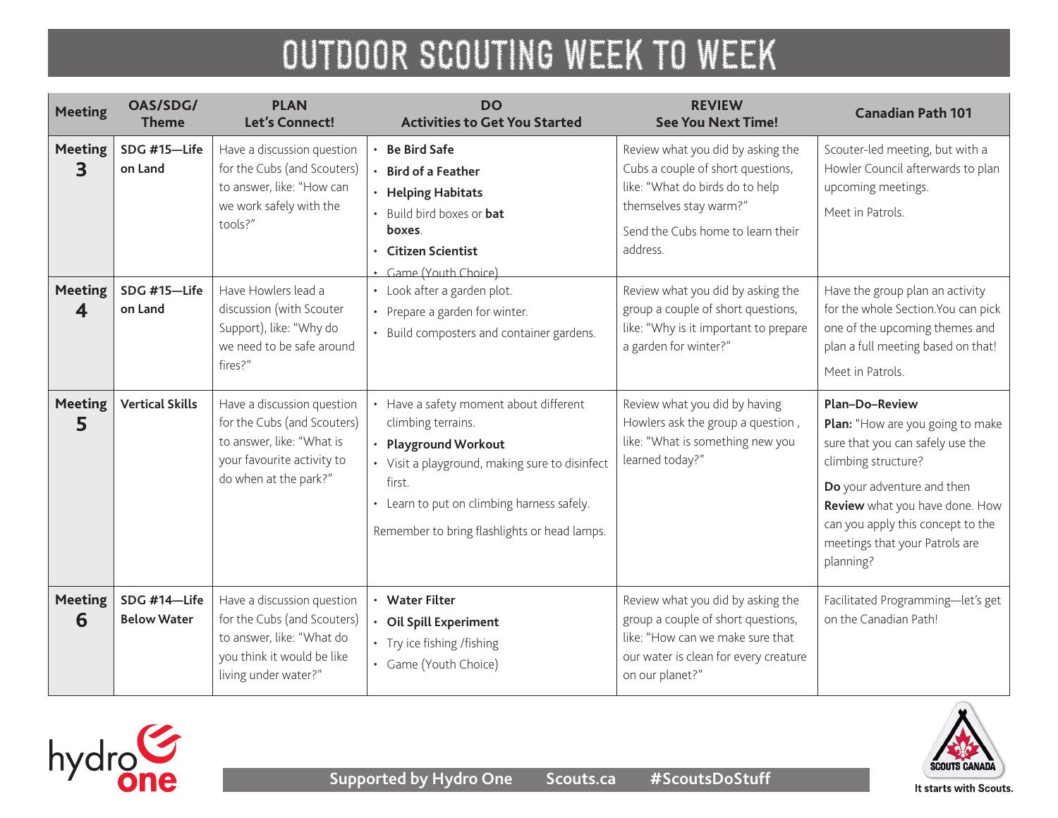# OUTDOOR SCOUTING WEEK TO WEEK

| Meeting | OAS/SDG/ Theme | PLAN Let's Connect! | DO Activities to Get You Started | REVIEW See You Next Time! | Canadian Path 101 |
|---|---|---|---|---|---|
| **Meeting 3** | **SDG #15—Life on Land** | Have a discussion question for the Cubs (and Scouters) to answer, like: "How can we work safely with the tools?" | • **Be Bird Safe**<br>• **Bird of a Feather**<br>• **Helping Habitats**<br>• Build bird boxes or **bat boxes**.<br>• **Citizen Scientist**<br>• Game (Youth Choice) | Review what you did by asking the Cubs a couple of short questions, like: "What do birds do to help themselves stay warm?"<br><br>Send the Cubs home to learn their address. | Scouter-led meeting, but with a Howler Council afterwards to plan upcoming meetings.<br><br>Meet in Patrols. |
| **Meeting 4** | **SDG #15—Life on Land** | Have Howlers lead a discussion (with Scouter Support), like: "Why do we need to be safe around fires?" | • Look after a garden plot.<br>• Prepare a garden for winter.<br>• Build composters and container gardens. | Review what you did by asking the group a couple of short questions, like: "Why is it important to prepare a garden for winter?" | Have the group plan an activity for the whole Section.You can pick one of the upcoming themes and plan a full meeting based on that!<br><br>Meet in Patrols. |
| **Meeting 5** | **Vertical Skills** | Have a discussion question for the Cubs (and Scouters) to answer, like: "What is your favourite activity to do when at the park?" | • Have a safety moment about different climbing terrains.<br>• **Playground Workout**<br>• Visit a playground, making sure to disinfect first.<br>• Learn to put on climbing harness safely.<br><br>Remember to bring flashlights or head lamps. | Review what you did by having Howlers ask the group a question , like: "What is something new you learned today?" | **Plan–Do–Review**<br>**Plan:** "How are you going to make sure that you can safely use the climbing structure?<br><br>**Do** your adventure and then **Review** what you have done. How can you apply this concept to the meetings that your Patrols are planning? |
| **Meeting 6** | **SDG #14—Life Below Water** | Have a discussion question for the Cubs (and Scouters) to answer, like: "What do you think it would be like living under water?" | • **Water Filter**<br>• **Oil Spill Experiment**<br>• Try ice fishing /fishing<br>• Game (Youth Choice) | Review what you did by asking the group a couple of short questions, like: "How can we make sure that our water is clean for every creature on our planet?" | Facilitated Programming—let's get on the Canadian Path! |

Supported by Hydro One   Scouts.ca   #ScoutsDoStuff

It starts with Scouts.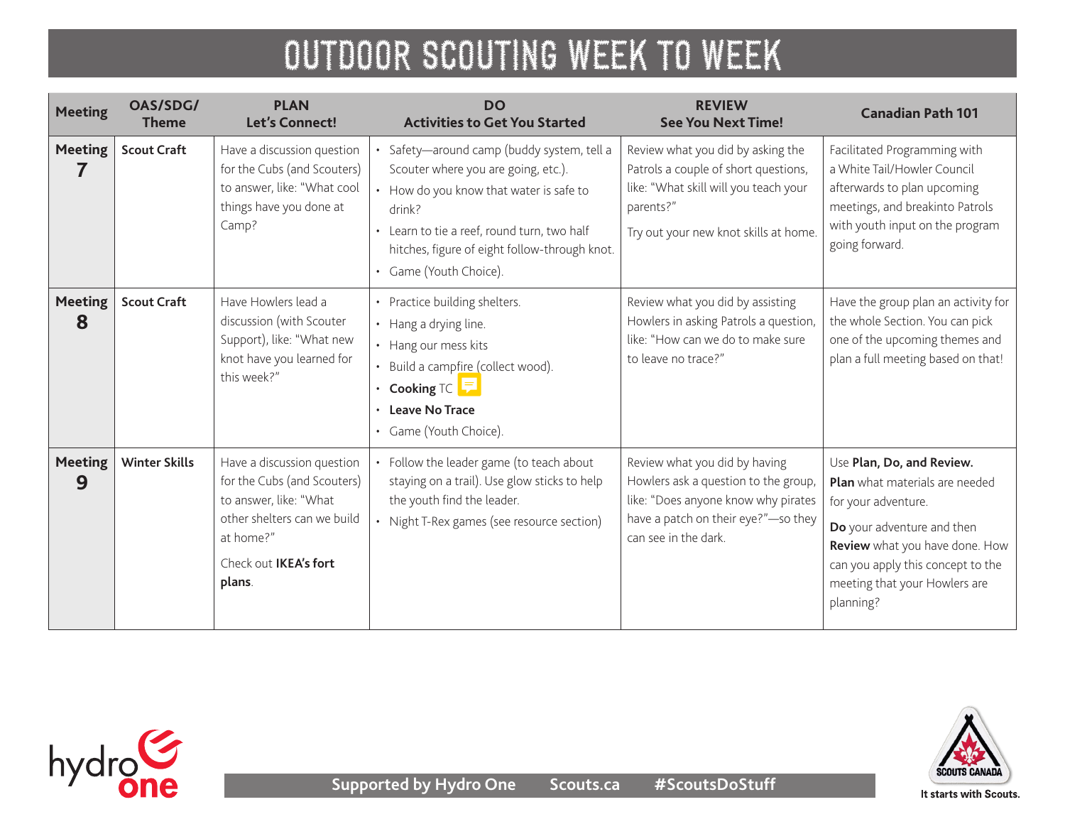# OUTDOOR SCOUTING WEEK TO WEEK

| Meeting | OAS/SDG/ Theme | PLAN Let's Connect! | DO Activities to Get You Started | REVIEW See You Next Time! | Canadian Path 101 |
|---|---|---|---|---|---|
| **Meeting 7** | **Scout Craft** | Have a discussion question for the Cubs (and Scouters) to answer, like: "What cool things have you done at Camp? | • Safety—around camp (buddy system, tell a Scouter where you are going, etc.).<br>• How do you know that water is safe to drink?<br>• Learn to tie a reef, round turn, two half hitches, figure of eight follow-through knot.<br>• Game (Youth Choice). | Review what you did by asking the Patrols a couple of short questions, like: "What skill will you teach your parents?"<br>Try out your new knot skills at home. | Facilitated Programming with a White Tail/Howler Council afterwards to plan upcoming meetings, and breakinto Patrols with youth input on the program going forward. |
| **Meeting 8** | **Scout Craft** | Have Howlers lead a discussion (with Scouter Support), like: "What new knot have you learned for this week?" | • Practice building shelters.<br>• Hang a drying line.<br>• Hang our mess kits<br>• Build a campfire (collect wood).<br>• **Cooking** TC<br>• **Leave No Trace**<br>• Game (Youth Choice). | Review what you did by assisting Howlers in asking Patrols a question, like: "How can we do to make sure to leave no trace?" | Have the group plan an activity for the whole Section. You can pick one of the upcoming themes and plan a full meeting based on that! |
| **Meeting 9** | **Winter Skills** | Have a discussion question for the Cubs (and Scouters) to answer, like: "What other shelters can we build at home?"<br>Check out **IKEA's fort plans**. | • Follow the leader game (to teach about staying on a trail). Use glow sticks to help the youth find the leader.<br>• Night T-Rex games (see resource section) | Review what you did by having Howlers ask a question to the group, like: "Does anyone know why pirates have a patch on their eye?"—so they can see in the dark. | Use **Plan, Do, and Review.**<br>**Plan** what materials are needed for your adventure.<br>**Do** your adventure and then **Review** what you have done. How can you apply this concept to the meeting that your Howlers are planning? |

hydro one

Supported by Hydro One Scouts.ca #ScoutsDoStuff

SCOUTS CANADA
It starts with Scouts.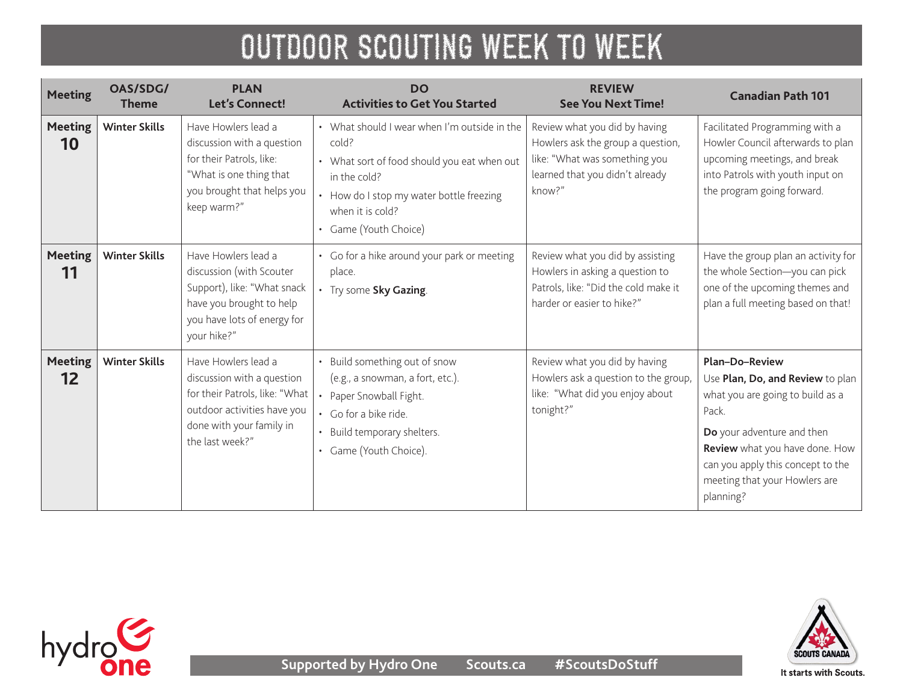# OUTDOOR SCOUTING WEEK TO WEEK

| Meeting | OAS/SDG/ Theme | PLAN Let's Connect! | DO Activities to Get You Started | REVIEW See You Next Time! | Canadian Path 101 |
|---|---|---|---|---|---|
| **Meeting 10** | **Winter Skills** | Have Howlers lead a discussion with a question for their Patrols, like: "What is one thing that you brought that helps you keep warm?" | • What should I wear when I'm outside in the cold? <br> • What sort of food should you eat when out in the cold? <br> • How do I stop my water bottle freezing when it is cold? <br> • Game (Youth Choice) | Review what you did by having Howlers ask the group a question, like: "What was something you learned that you didn't already know?" | Facilitated Programming with a Howler Council afterwards to plan upcoming meetings, and break into Patrols with youth input on the program going forward. |
| **Meeting 11** | **Winter Skills** | Have Howlers lead a discussion (with Scouter Support), like: "What snack have you brought to help you have lots of energy for your hike?" | • Go for a hike around your park or meeting place. <br> • Try some **Sky Gazing**. | Review what you did by assisting Howlers in asking a question to Patrols, like: "Did the cold make it harder or easier to hike?" | Have the group plan an activity for the whole Section—you can pick one of the upcoming themes and plan a full meeting based on that! |
| **Meeting 12** | **Winter Skills** | Have Howlers lead a discussion with a question for their Patrols, like: "What outdoor activities have you done with your family in the last week?" | • Build something out of snow (e.g., a snowman, a fort, etc.). <br> • Paper Snowball Fight. <br> • Go for a bike ride. <br> • Build temporary shelters. <br> • Game (Youth Choice). | Review what you did by having Howlers ask a question to the group, like: "What did you enjoy about tonight?" | **Plan–Do–Review** <br> Use **Plan, Do, and Review** to plan what you are going to build as a Pack. <br> **Do** your adventure and then **Review** what you have done. How can you apply this concept to the meeting that your Howlers are planning? |

Supported by Hydro One Scouts.ca #ScoutsDoStuff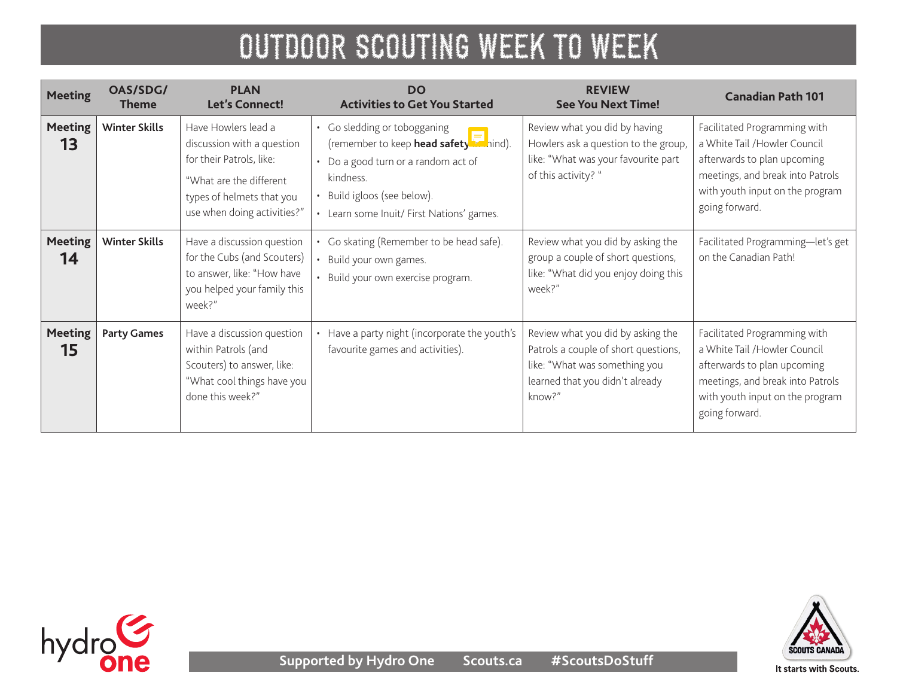# OUTDOOR SCOUTING WEEK TO WEEK

| Meeting | OAS/SDG/ Theme | PLAN Let's Connect! | DO Activities to Get You Started | REVIEW See You Next Time! | Canadian Path 101 |
|---|---|---|---|---|---|
| Meeting 13 | Winter Skills | Have Howlers lead a discussion with a question for their Patrols, like: "What are the different types of helmets that you use when doing activities?" | • Go sledding or tobogganing (remember to keep **head safety** in mind). • Do a good turn or a random act of kindness. • Build igloos (see below). • Learn some Inuit/ First Nations' games. | Review what you did by having Howlers ask a question to the group, like: "What was your favourite part of this activity? " | Facilitated Programming with a White Tail /Howler Council afterwards to plan upcoming meetings, and break into Patrols with youth input on the program going forward. |
| Meeting 14 | Winter Skills | Have a discussion question for the Cubs (and Scouters) to answer, like: "How have you helped your family this week?" | • Go skating (Remember to be head safe). • Build your own games. • Build your own exercise program. | Review what you did by asking the group a couple of short questions, like: "What did you enjoy doing this week?" | Facilitated Programming—let's get on the Canadian Path! |
| Meeting 15 | Party Games | Have a discussion question within Patrols (and Scouters) to answer, like: "What cool things have you done this week?" | • Have a party night (incorporate the youth's favourite games and activities). | Review what you did by asking the Patrols a couple of short questions, like: "What was something you learned that you didn't already know?" | Facilitated Programming with a White Tail /Howler Council afterwards to plan upcoming meetings, and break into Patrols with youth input on the program going forward. |

Supported by Hydro One Scouts.ca #ScoutsDoStuff

It starts with Scouts.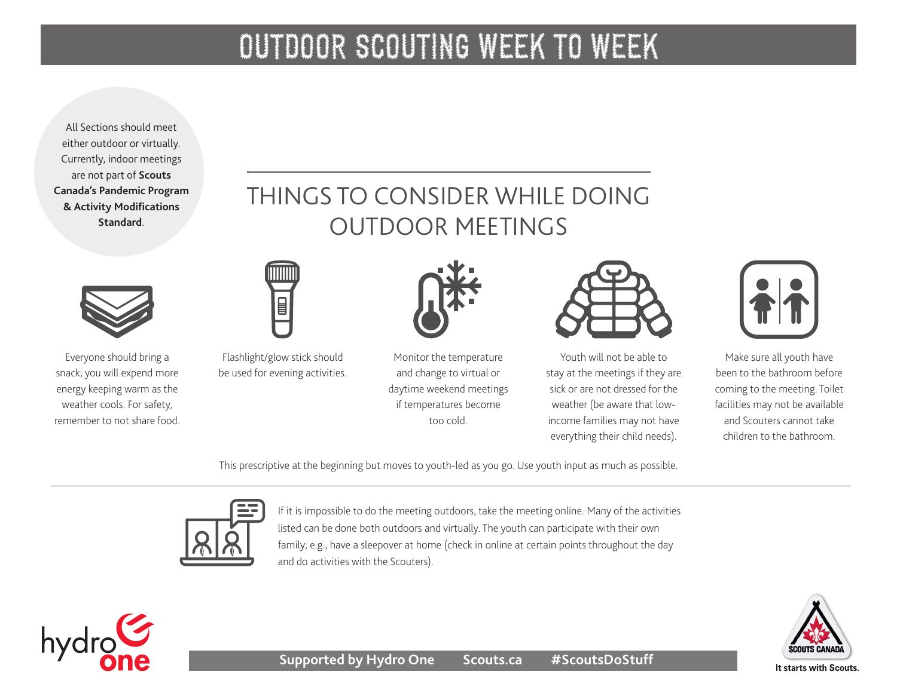# OUTDOOR SCOUTING WEEK TO WEEK

All Sections should meet either outdoor or virtually. Currently, indoor meetings are not part of **Scouts Canada's Pandemic Program & Activity Modifications Standard**.

## THINGS TO CONSIDER WHILE DOING OUTDOOR MEETINGS

- Everyone should bring a snack; you will expend more energy keeping warm as the weather cools. For safety, remember to not share food.
- Flashlight/glow stick should be used for evening activities.
- Monitor the temperature and change to virtual or daytime weekend meetings if temperatures become too cold.
- Youth will not be able to stay at the meetings if they are sick or are not dressed for the weather (be aware that low-income families may not have everything their child needs).
- Make sure all youth have been to the bathroom before coming to the meeting. Toilet facilities may not be available and Scouters cannot take children to the bathroom.

This prescriptive at the beginning but moves to youth-led as you go. Use youth input as much as possible.

If it is impossible to do the meeting outdoors, take the meeting online. Many of the activities listed can be done both outdoors and virtually. The youth can participate with their own family; e.g., have a sleepover at home (check in online at certain points throughout the day and do activities with the Scouters).

**Supported by Hydro One** **Scouts.ca** **#ScoutsDoStuff**

It starts with Scouts.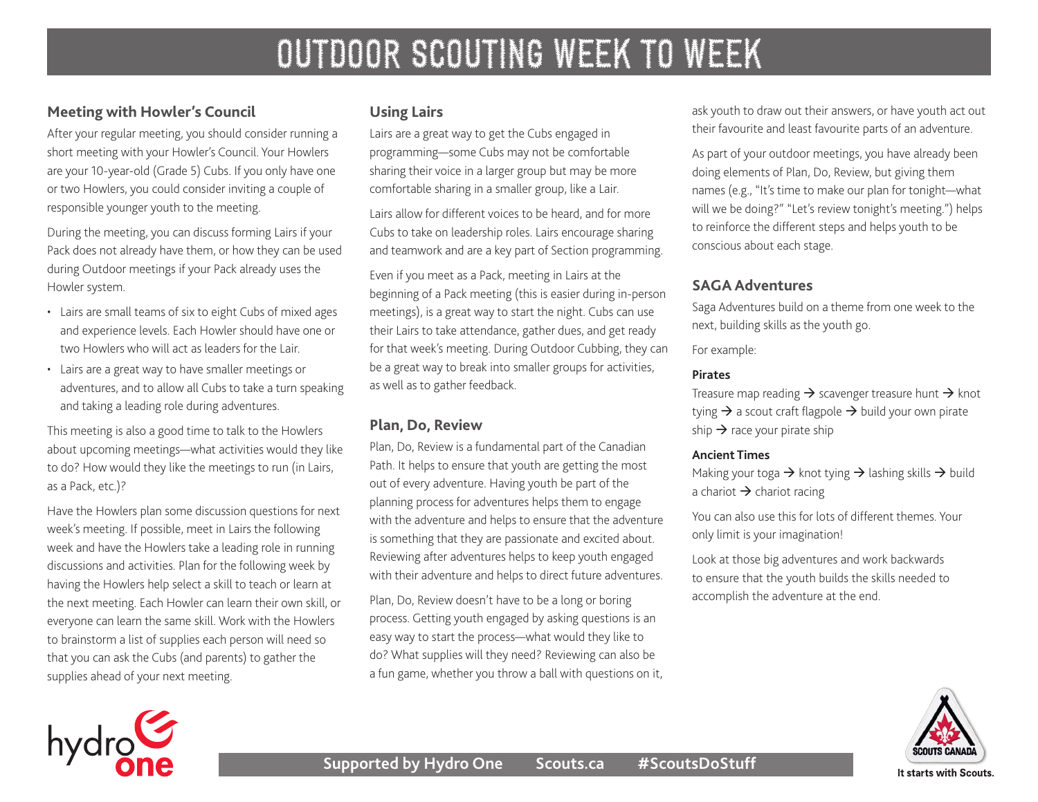# OUTDOOR SCOUTING WEEK TO WEEK

## Meeting with Howler's Council

After your regular meeting, you should consider running a short meeting with your Howler's Council. Your Howlers are your 10-year-old (Grade 5) Cubs. If you only have one or two Howlers, you could consider inviting a couple of responsible younger youth to the meeting.

During the meeting, you can discuss forming Lairs if your Pack does not already have them, or how they can be used during Outdoor meetings if your Pack already uses the Howler system.

- Lairs are small teams of six to eight Cubs of mixed ages and experience levels. Each Howler should have one or two Howlers who will act as leaders for the Lair.
- Lairs are a great way to have smaller meetings or adventures, and to allow all Cubs to take a turn speaking and taking a leading role during adventures.

This meeting is also a good time to talk to the Howlers about upcoming meetings—what activities would they like to do? How would they like the meetings to run (in Lairs, as a Pack, etc.)?

Have the Howlers plan some discussion questions for next week's meeting. If possible, meet in Lairs the following week and have the Howlers take a leading role in running discussions and activities. Plan for the following week by having the Howlers help select a skill to teach or learn at the next meeting. Each Howler can learn their own skill, or everyone can learn the same skill. Work with the Howlers to brainstorm a list of supplies each person will need so that you can ask the Cubs (and parents) to gather the supplies ahead of your next meeting.

## Using Lairs

Lairs are a great way to get the Cubs engaged in programming—some Cubs may not be comfortable sharing their voice in a larger group but may be more comfortable sharing in a smaller group, like a Lair.

Lairs allow for different voices to be heard, and for more Cubs to take on leadership roles. Lairs encourage sharing and teamwork and are a key part of Section programming.

Even if you meet as a Pack, meeting in Lairs at the beginning of a Pack meeting (this is easier during in-person meetings), is a great way to start the night. Cubs can use their Lairs to take attendance, gather dues, and get ready for that week's meeting. During Outdoor Cubbing, they can be a great way to break into smaller groups for activities, as well as to gather feedback.

## Plan, Do, Review

Plan, Do, Review is a fundamental part of the Canadian Path. It helps to ensure that youth are getting the most out of every adventure. Having youth be part of the planning process for adventures helps them to engage with the adventure and helps to ensure that the adventure is something that they are passionate and excited about. Reviewing after adventures helps to keep youth engaged with their adventure and helps to direct future adventures.

Plan, Do, Review doesn't have to be a long or boring process. Getting youth engaged by asking questions is an easy way to start the process—what would they like to do? What supplies will they need? Reviewing can also be a fun game, whether you throw a ball with questions on it, ask youth to draw out their answers, or have youth act out their favourite and least favourite parts of an adventure.

As part of your outdoor meetings, you have already been doing elements of Plan, Do, Review, but giving them names (e.g., "It's time to make our plan for tonight—what will we be doing?" "Let's review tonight's meeting.") helps to reinforce the different steps and helps youth to be conscious about each stage.

## SAGA Adventures

Saga Adventures build on a theme from one week to the next, building skills as the youth go.

For example:

**Pirates**

Treasure map reading → scavenger treasure hunt → knot tying → a scout craft flagpole → build your own pirate ship → race your pirate ship

**Ancient Times**

Making your toga → knot tying → lashing skills → build a chariot → chariot racing

You can also use this for lots of different themes. Your only limit is your imagination!

Look at those big adventures and work backwards to ensure that the youth builds the skills needed to accomplish the adventure at the end.

Supported by Hydro One    Scouts.ca    #ScoutsDoStuff

It starts with Scouts.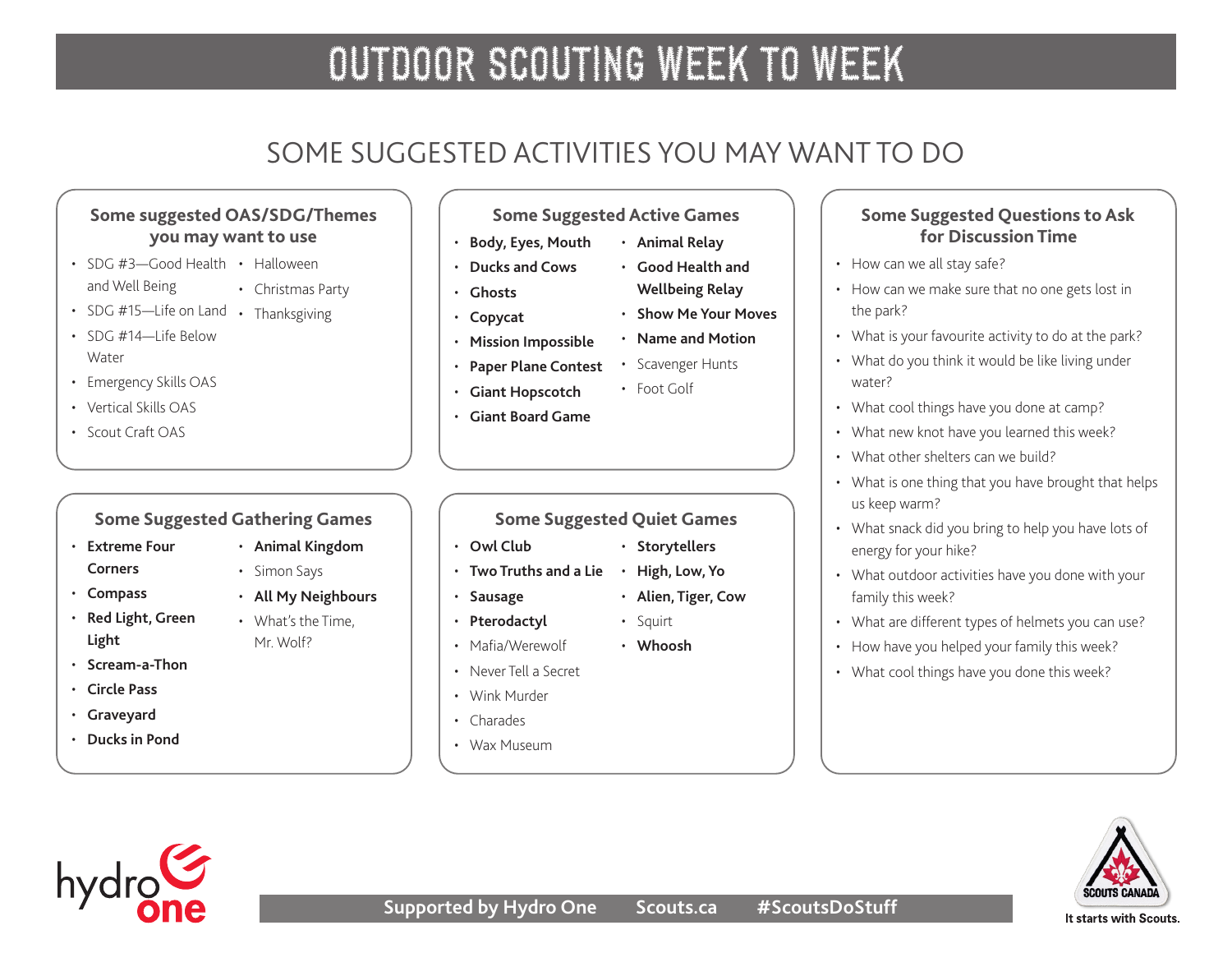# OUTDOOR SCOUTING WEEK TO WEEK

## SOME SUGGESTED ACTIVITIES YOU MAY WANT TO DO

### Some suggested OAS/SDG/Themes you may want to use

- SDG #3—Good Health and Well Being
- SDG #15—Life on Land
- SDG #14—Life Below Water
- Emergency Skills OAS
- Vertical Skills OAS
- Scout Craft OAS
- Halloween
- Christmas Party
- Thanksgiving

### Some Suggested Active Games

- **Body, Eyes, Mouth**
- **Ducks and Cows**
- **Ghosts**
- **Copycat**
- **Mission Impossible**
- **Paper Plane Contest**
- **Giant Hopscotch**
- **Giant Board Game**
- **Animal Relay**
- **Good Health and Wellbeing Relay**
- **Show Me Your Moves**
- **Name and Motion**
- Scavenger Hunts
- Foot Golf

### Some Suggested Questions to Ask for Discussion Time

- How can we all stay safe?
- How can we make sure that no one gets lost in the park?
- What is your favourite activity to do at the park?
- What do you think it would be like living under water?
- What cool things have you done at camp?
- What new knot have you learned this week?
- What other shelters can we build?
- What is one thing that you have brought that helps us keep warm?
- What snack did you bring to help you have lots of energy for your hike?
- What outdoor activities have you done with your family this week?
- What are different types of helmets you can use?
- How have you helped your family this week?
- What cool things have you done this week?

### Some Suggested Gathering Games

- **Extreme Four Corners**
- **Compass**
- **Red Light, Green Light**
- **Scream-a-Thon**
- **Circle Pass**
- **Graveyard**
- **Ducks in Pond**
- **Animal Kingdom**
- Simon Says
- **All My Neighbours**
- What's the Time, Mr. Wolf?

### Some Suggested Quiet Games

- **Owl Club**
- **Two Truths and a Lie**
- **Sausage**
- **Pterodactyl**
- Mafia/Werewolf
- Never Tell a Secret
- Wink Murder
- Charades
- Wax Museum
- **Storytellers**
- **High, Low, Yo**
- **Alien, Tiger, Cow**
- Squirt
- **Whoosh**

Supported by Hydro One Scouts.ca #ScoutsDoStuff

It starts with Scouts.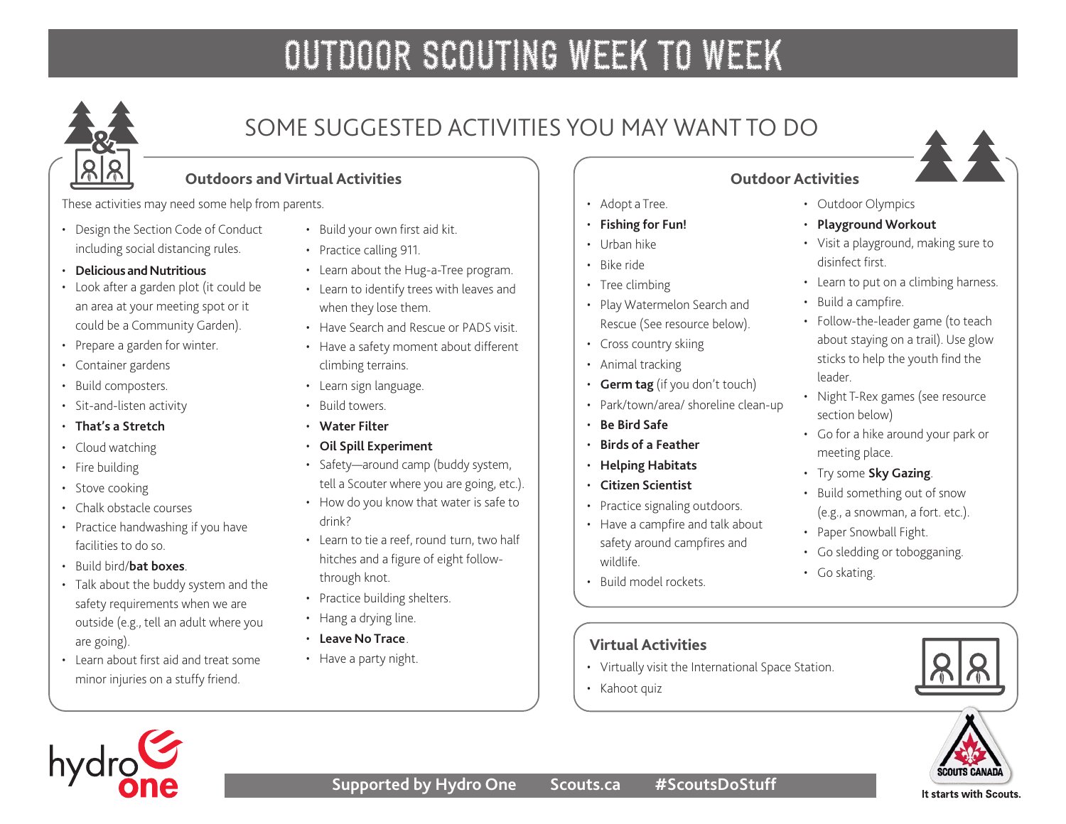# OUTDOOR SCOUTING WEEK TO WEEK

## SOME SUGGESTED ACTIVITIES YOU MAY WANT TO DO

### Outdoors and Virtual Activities

These activities may need some help from parents.

- Design the Section Code of Conduct including social distancing rules.
- **Delicious and Nutritious**
- Look after a garden plot (it could be an area at your meeting spot or it could be a Community Garden).
- Prepare a garden for winter.
- Container gardens
- Build composters.
- Sit-and-listen activity
- **That's a Stretch**
- Cloud watching
- Fire building
- Stove cooking
- Chalk obstacle courses
- Practice handwashing if you have facilities to do so.
- Build bird/**bat boxes**.
- Talk about the buddy system and the safety requirements when we are outside (e.g., tell an adult where you are going).
- Learn about first aid and treat some minor injuries on a stuffy friend.
- Build your own first aid kit.
- Practice calling 911.
- Learn about the Hug-a-Tree program.
- Learn to identify trees with leaves and when they lose them.
- Have Search and Rescue or PADS visit.
- Have a safety moment about different climbing terrains.
- Learn sign language.
- Build towers.
- **Water Filter**
- **Oil Spill Experiment**
- Safety—around camp (buddy system, tell a Scouter where you are going, etc.).
- How do you know that water is safe to drink?
- Learn to tie a reef, round turn, two half hitches and a figure of eight follow-through knot.
- Practice building shelters.
- Hang a drying line.
- **Leave No Trace**.
- Have a party night.

### Outdoor Activities

- Adopt a Tree.
- **Fishing for Fun!**
- Urban hike
- Bike ride
- Tree climbing
- Play Watermelon Search and Rescue (See resource below).
- Cross country skiing
- Animal tracking
- **Germ tag** (if you don't touch)
- Park/town/area/ shoreline clean-up
- **Be Bird Safe**
- **Birds of a Feather**
- **Helping Habitats**
- **Citizen Scientist**
- Practice signaling outdoors.
- Have a campfire and talk about safety around campfires and wildlife.
- Build model rockets.
- Outdoor Olympics
- **Playground Workout**
- Visit a playground, making sure to disinfect first.
- Learn to put on a climbing harness.
- Build a campfire.
- Follow-the-leader game (to teach about staying on a trail). Use glow sticks to help the youth find the leader.
- Night T-Rex games (see resource section below)
- Go for a hike around your park or meeting place.
- Try some **Sky Gazing**.
- Build something out of snow (e.g., a snowman, a fort. etc.).
- Paper Snowball Fight.
- Go sledding or tobogganing.
- Go skating.

### Virtual Activities

- Virtually visit the International Space Station.
- Kahoot quiz

Supported by Hydro One Scouts.ca #ScoutsDoStuff

It starts with Scouts.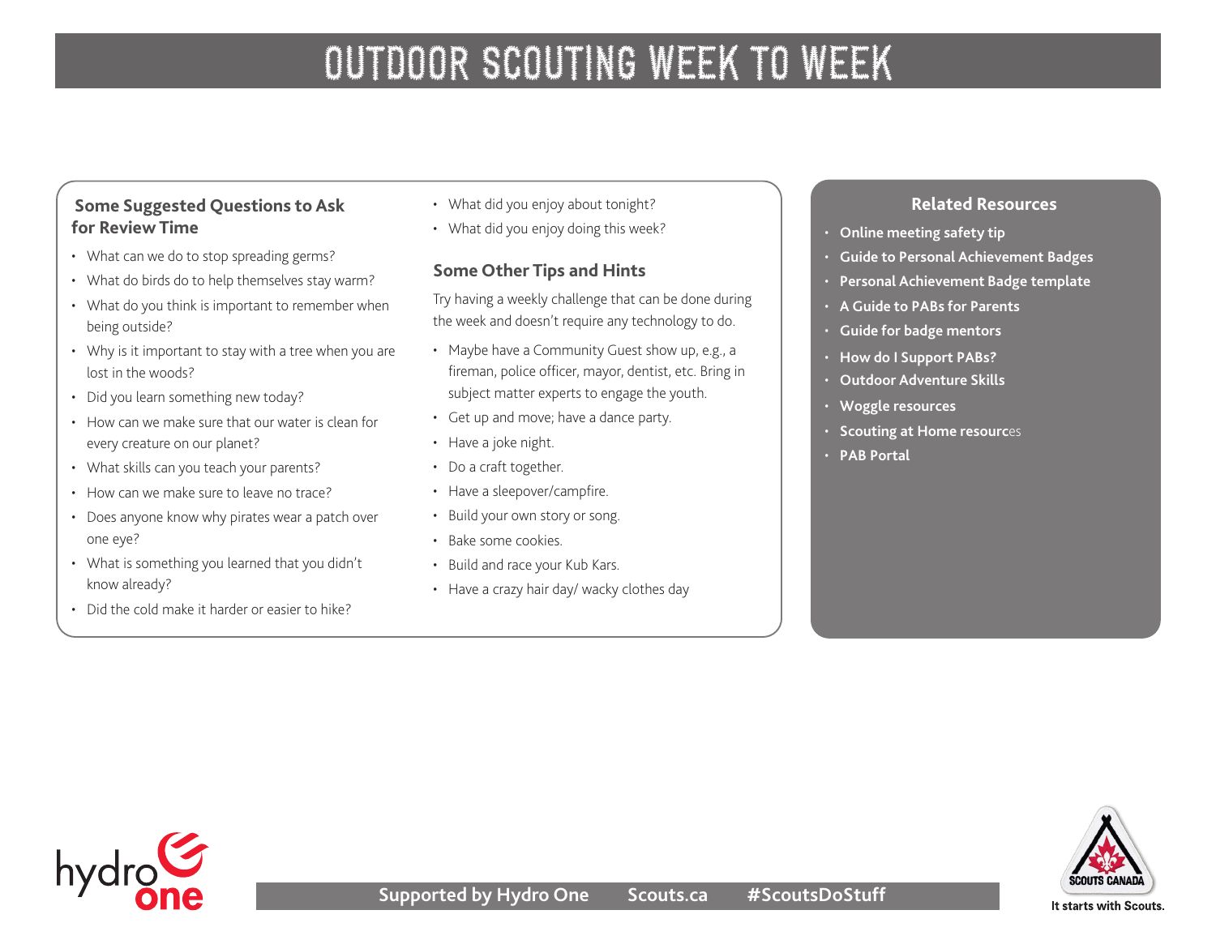# OUTDOOR SCOUTING WEEK TO WEEK

## Some Suggested Questions to Ask for Review Time

- What can we do to stop spreading germs?
- What do birds do to help themselves stay warm?
- What do you think is important to remember when being outside?
- Why is it important to stay with a tree when you are lost in the woods?
- Did you learn something new today?
- How can we make sure that our water is clean for every creature on our planet?
- What skills can you teach your parents?
- How can we make sure to leave no trace?
- Does anyone know why pirates wear a patch over one eye?
- What is something you learned that you didn't know already?
- Did the cold make it harder or easier to hike?
- What did you enjoy about tonight?
- What did you enjoy doing this week?

## Some Other Tips and Hints

Try having a weekly challenge that can be done during the week and doesn't require any technology to do.

- Maybe have a Community Guest show up, e.g., a fireman, police officer, mayor, dentist, etc. Bring in subject matter experts to engage the youth.
- Get up and move; have a dance party.
- Have a joke night.
- Do a craft together.
- Have a sleepover/campfire.
- Build your own story or song.
- Bake some cookies.
- Build and race your Kub Kars.
- Have a crazy hair day/ wacky clothes day

## Related Resources

- **Online meeting safety tip**
- **Guide to Personal Achievement Badges**
- **Personal Achievement Badge template**
- **A Guide to PABs for Parents**
- **Guide for badge mentors**
- **How do I Support PABs?**
- **Outdoor Adventure Skills**
- **Woggle resources**
- **Scouting at Home resources**
- **PAB Portal**

**Supported by Hydro One    Scouts.ca    #ScoutsDoStuff**

It starts with Scouts.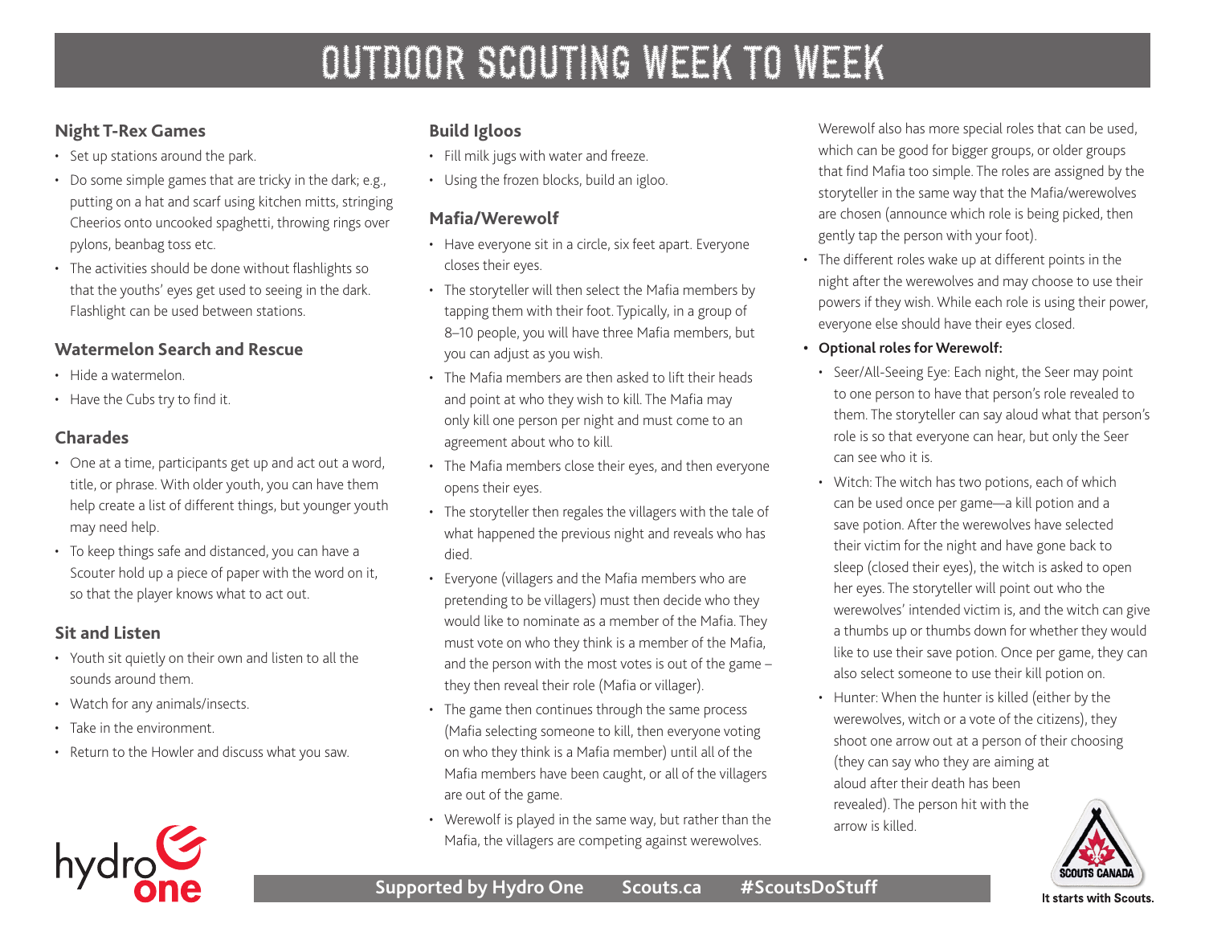# OUTDOOR SCOUTING WEEK TO WEEK

### Night T-Rex Games

- Set up stations around the park.
- Do some simple games that are tricky in the dark; e.g., putting on a hat and scarf using kitchen mitts, stringing Cheerios onto uncooked spaghetti, throwing rings over pylons, beanbag toss etc.
- The activities should be done without flashlights so that the youths' eyes get used to seeing in the dark. Flashlight can be used between stations.

### Watermelon Search and Rescue

- Hide a watermelon.
- Have the Cubs try to find it.

### Charades

- One at a time, participants get up and act out a word, title, or phrase. With older youth, you can have them help create a list of different things, but younger youth may need help.
- To keep things safe and distanced, you can have a Scouter hold up a piece of paper with the word on it, so that the player knows what to act out.

### Sit and Listen

- Youth sit quietly on their own and listen to all the sounds around them.
- Watch for any animals/insects.
- Take in the environment.
- Return to the Howler and discuss what you saw.

### Build Igloos

- Fill milk jugs with water and freeze.
- Using the frozen blocks, build an igloo.

### Mafia/Werewolf

- Have everyone sit in a circle, six feet apart. Everyone closes their eyes.
- The storyteller will then select the Mafia members by tapping them with their foot. Typically, in a group of 8–10 people, you will have three Mafia members, but you can adjust as you wish.
- The Mafia members are then asked to lift their heads and point at who they wish to kill. The Mafia may only kill one person per night and must come to an agreement about who to kill.
- The Mafia members close their eyes, and then everyone opens their eyes.
- The storyteller then regales the villagers with the tale of what happened the previous night and reveals who has died.
- Everyone (villagers and the Mafia members who are pretending to be villagers) must then decide who they would like to nominate as a member of the Mafia. They must vote on who they think is a member of the Mafia, and the person with the most votes is out of the game – they then reveal their role (Mafia or villager).
- The game then continues through the same process (Mafia selecting someone to kill, then everyone voting on who they think is a Mafia member) until all of the Mafia members have been caught, or all of the villagers are out of the game.
- Werewolf is played in the same way, but rather than the Mafia, the villagers are competing against werewolves. Werewolf also has more special roles that can be used, which can be good for bigger groups, or older groups that find Mafia too simple. The roles are assigned by the storyteller in the same way that the Mafia/werewolves are chosen (announce which role is being picked, then gently tap the person with your foot).
- The different roles wake up at different points in the night after the werewolves and may choose to use their powers if they wish. While each role is using their power, everyone else should have their eyes closed.
- **Optional roles for Werewolf:**
  - Seer/All-Seeing Eye: Each night, the Seer may point to one person to have that person's role revealed to them. The storyteller can say aloud what that person's role is so that everyone can hear, but only the Seer can see who it is.
  - Witch: The witch has two potions, each of which can be used once per game—a kill potion and a save potion. After the werewolves have selected their victim for the night and have gone back to sleep (closed their eyes), the witch is asked to open her eyes. The storyteller will point out who the werewolves' intended victim is, and the witch can give a thumbs up or thumbs down for whether they would like to use their save potion. Once per game, they can also select someone to use their kill potion on.
  - Hunter: When the hunter is killed (either by the werewolves, witch or a vote of the citizens), they shoot one arrow out at a person of their choosing (they can say who they are aiming at aloud after their death has been revealed). The person hit with the arrow is killed.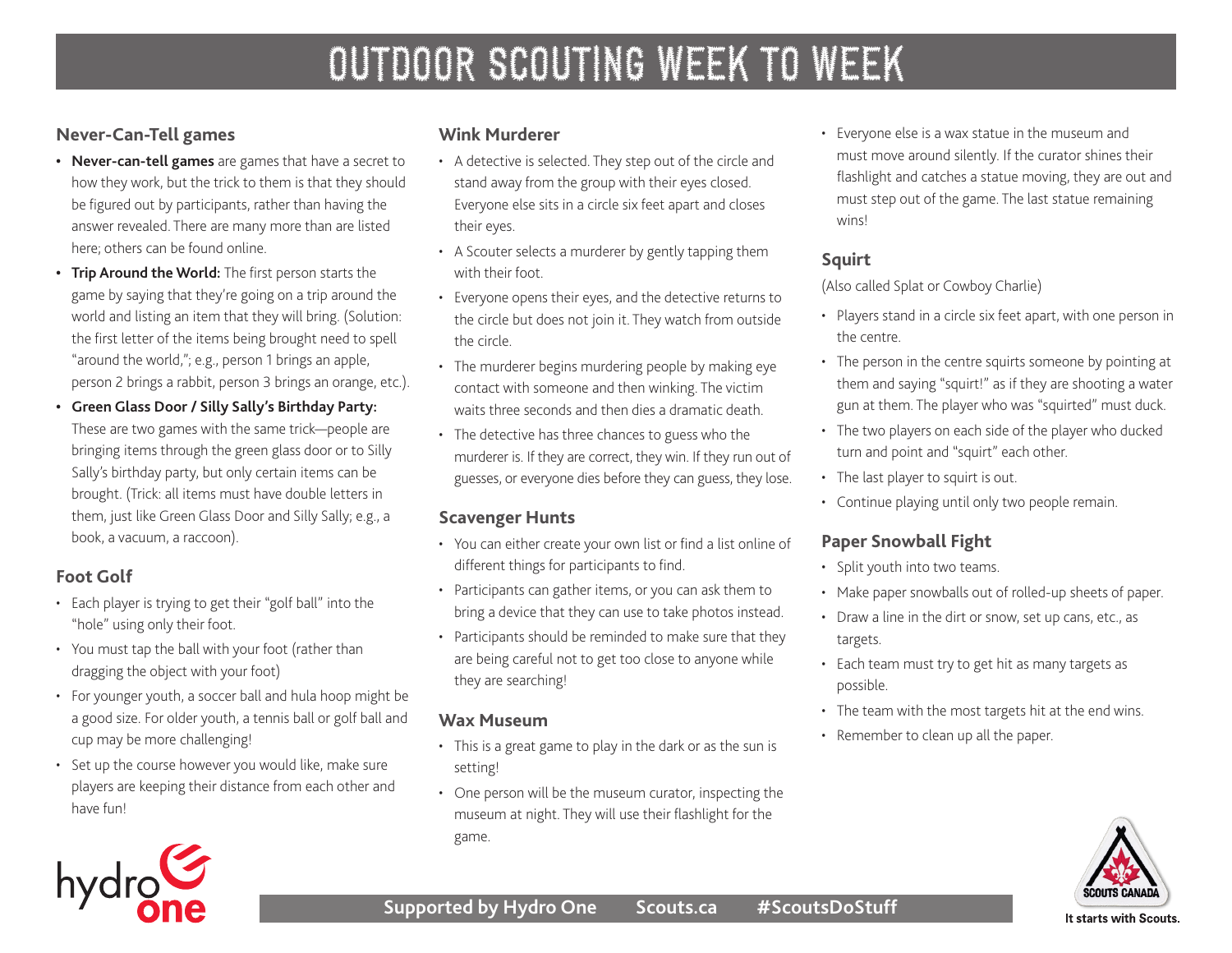# OUTDOOR SCOUTING WEEK TO WEEK

## Never-Can-Tell games

- **Never-can-tell games** are games that have a secret to how they work, but the trick to them is that they should be figured out by participants, rather than having the answer revealed. There are many more than are listed here; others can be found online.
- **Trip Around the World:** The first person starts the game by saying that they're going on a trip around the world and listing an item that they will bring. (Solution: the first letter of the items being brought need to spell "around the world,"; e.g., person 1 brings an apple, person 2 brings a rabbit, person 3 brings an orange, etc.).
- **Green Glass Door / Silly Sally's Birthday Party:** These are two games with the same trick—people are bringing items through the green glass door or to Silly Sally's birthday party, but only certain items can be brought. (Trick: all items must have double letters in them, just like Green Glass Door and Silly Sally; e.g., a book, a vacuum, a raccoon).

## Foot Golf

- Each player is trying to get their "golf ball" into the "hole" using only their foot.
- You must tap the ball with your foot (rather than dragging the object with your foot)
- For younger youth, a soccer ball and hula hoop might be a good size. For older youth, a tennis ball or golf ball and cup may be more challenging!
- Set up the course however you would like, make sure players are keeping their distance from each other and have fun!

## Wink Murderer

- A detective is selected. They step out of the circle and stand away from the group with their eyes closed. Everyone else sits in a circle six feet apart and closes their eyes.
- A Scouter selects a murderer by gently tapping them with their foot.
- Everyone opens their eyes, and the detective returns to the circle but does not join it. They watch from outside the circle.
- The murderer begins murdering people by making eye contact with someone and then winking. The victim waits three seconds and then dies a dramatic death.
- The detective has three chances to guess who the murderer is. If they are correct, they win. If they run out of guesses, or everyone dies before they can guess, they lose.

## Scavenger Hunts

- You can either create your own list or find a list online of different things for participants to find.
- Participants can gather items, or you can ask them to bring a device that they can use to take photos instead.
- Participants should be reminded to make sure that they are being careful not to get too close to anyone while they are searching!

## Wax Museum

- This is a great game to play in the dark or as the sun is setting!
- One person will be the museum curator, inspecting the museum at night. They will use their flashlight for the game.
- Everyone else is a wax statue in the museum and must move around silently. If the curator shines their flashlight and catches a statue moving, they are out and must step out of the game. The last statue remaining wins!

## Squirt

(Also called Splat or Cowboy Charlie)

- Players stand in a circle six feet apart, with one person in the centre.
- The person in the centre squirts someone by pointing at them and saying "squirt!" as if they are shooting a water gun at them. The player who was "squirted" must duck.
- The two players on each side of the player who ducked turn and point and "squirt" each other.
- The last player to squirt is out.
- Continue playing until only two people remain.

## Paper Snowball Fight

- Split youth into two teams.
- Make paper snowballs out of rolled-up sheets of paper.
- Draw a line in the dirt or snow, set up cans, etc., as targets.
- Each team must try to get hit as many targets as possible.
- The team with the most targets hit at the end wins.
- Remember to clean up all the paper.

Supported by Hydro One Scouts.ca #ScoutsDoStuff

It starts with Scouts.